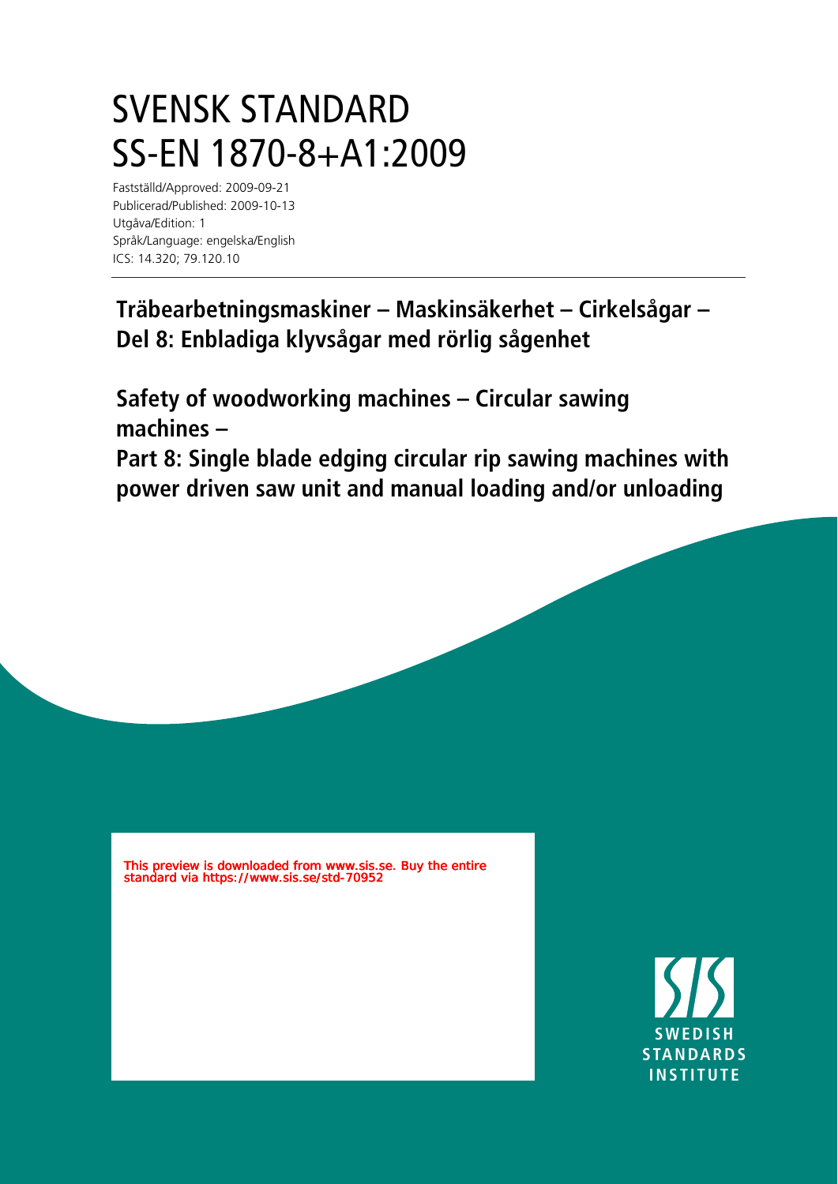# SVENSK STANDARD
# SS-EN 1870-8+A1:2009

Fastställd/Approved: 2009-09-21
Publicerad/Published: 2009-10-13
Utgåva/Edition: 1
Språk/Language: engelska/English
ICS: 14.320; 79.120.10

## Träbearbetningsmaskiner – Maskinsäkerhet – Cirkelsågar – Del 8: Enbladiga klyvsågar med rörlig sågenhet

## Safety of woodworking machines – Circular sawing machines – Part 8: Single blade edging circular rip sawing machines with power driven saw unit and manual loading and/or unloading

This preview is downloaded from www.sis.se. Buy the entire standard via https://www.sis.se/std-70952

SWEDISH STANDARDS INSTITUTE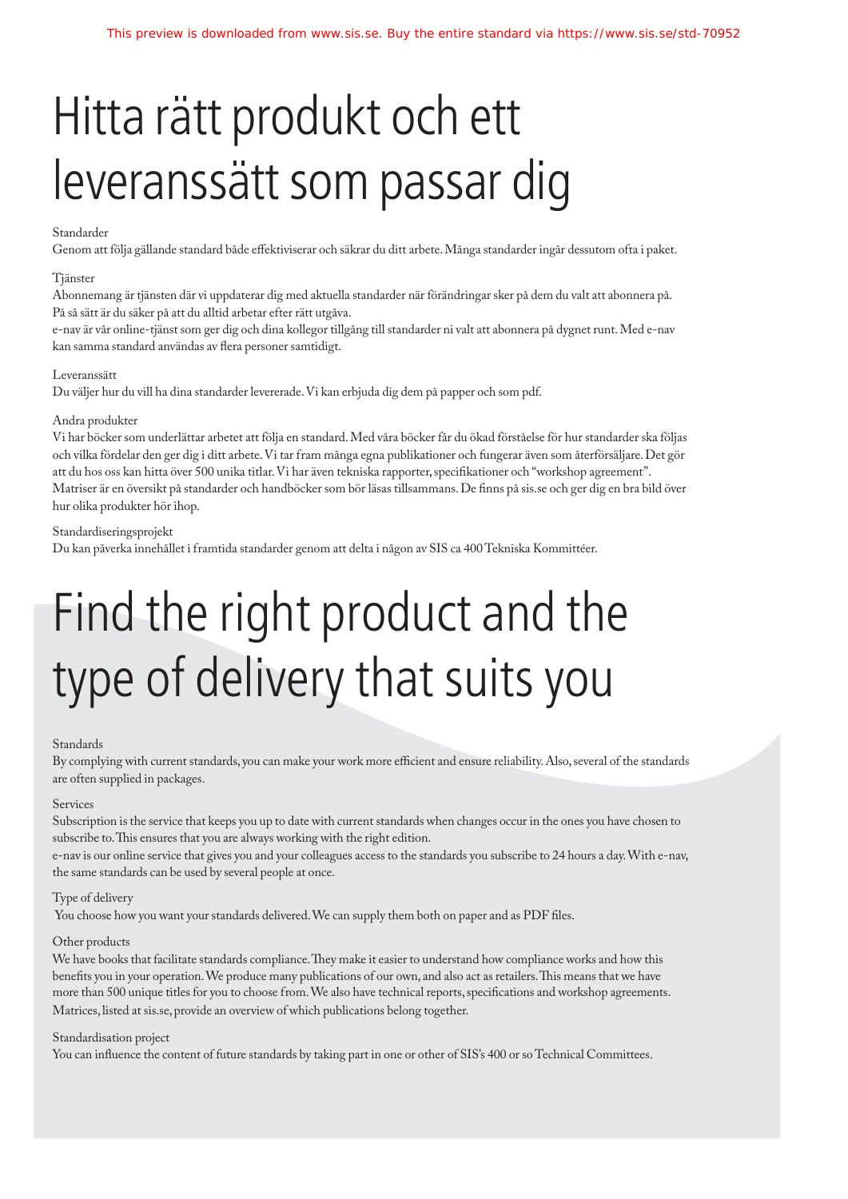# Hitta rätt produkt och ett leveranssätt som passar dig

Standarder
Genom att följa gällande standard både effektiviserar och säkrar du ditt arbete. Många standarder ingår dessutom ofta i paket.

Tjänster
Abonnemang är tjänsten där vi uppdaterar dig med aktuella standarder när förändringar sker på dem du valt att abonnera på. På så sätt är du säker på att du alltid arbetar efter rätt utgåva.
e-nav är vår online-tjänst som ger dig och dina kollegor tillgång till standarder ni valt att abonnera på dygnet runt. Med e-nav kan samma standard användas av flera personer samtidigt.

Leveranssätt
Du väljer hur du vill ha dina standarder levererade. Vi kan erbjuda dig dem på papper och som pdf.

Andra produkter
Vi har böcker som underlättar arbetet att följa en standard. Med våra böcker får du ökad förståelse för hur standarder ska följas och vilka fördelar den ger dig i ditt arbete. Vi tar fram många egna publikationer och fungerar även som återförsäljare. Det gör att du hos oss kan hitta över 500 unika titlar. Vi har även tekniska rapporter, specifikationer och "workshop agreement". Matriser är en översikt på standarder och handböcker som bör läsas tillsammans. De finns på sis.se och ger dig en bra bild över hur olika produkter hör ihop.

Standardiseringsprojekt
Du kan påverka innehållet i framtida standarder genom att delta i någon av SIS ca 400 Tekniska Kommittéer.

# Find the right product and the type of delivery that suits you

Standards
By complying with current standards, you can make your work more efficient and ensure reliability. Also, several of the standards are often supplied in packages.

Services
Subscription is the service that keeps you up to date with current standards when changes occur in the ones you have chosen to subscribe to. This ensures that you are always working with the right edition.
e-nav is our online service that gives you and your colleagues access to the standards you subscribe to 24 hours a day. With e-nav, the same standards can be used by several people at once.

Type of delivery
You choose how you want your standards delivered. We can supply them both on paper and as PDF files.

Other products
We have books that facilitate standards compliance. They make it easier to understand how compliance works and how this benefits you in your operation. We produce many publications of our own, and also act as retailers. This means that we have more than 500 unique titles for you to choose from. We also have technical reports, specifications and workshop agreements. Matrices, listed at sis.se, provide an overview of which publications belong together.

Standardisation project
You can influence the content of future standards by taking part in one or other of SIS's 400 or so Technical Committees.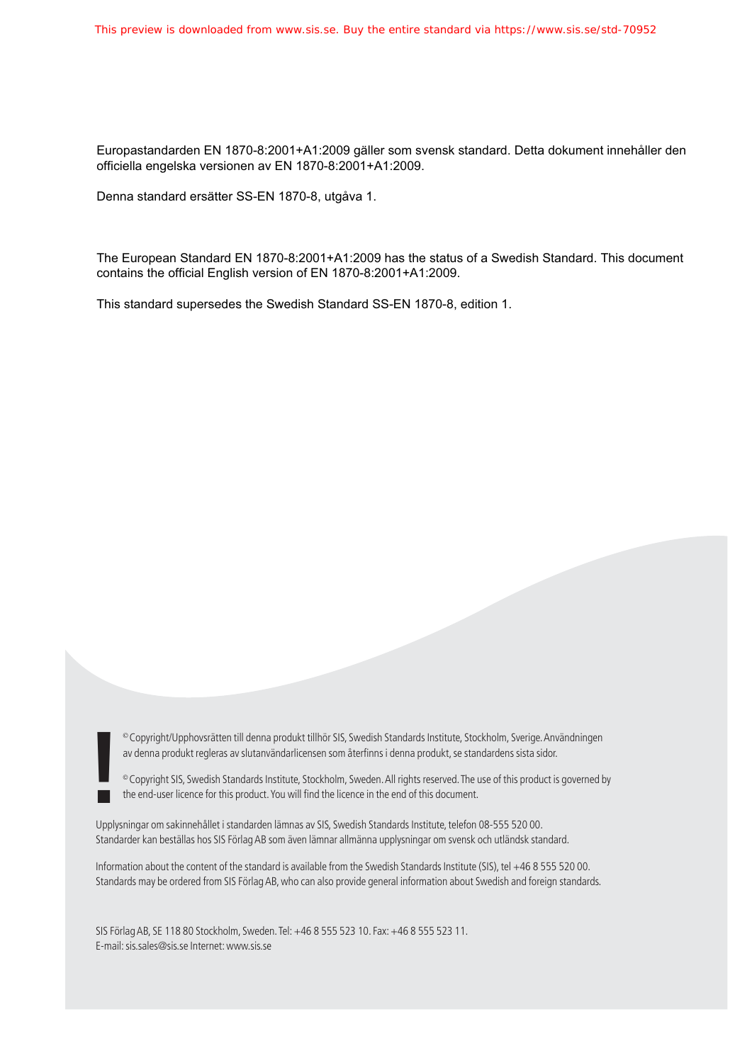Europastandarden EN 1870-8:2001+A1:2009 gäller som svensk standard. Detta dokument innehåller den officiella engelska versionen av EN 1870-8:2001+A1:2009.

Denna standard ersätter SS-EN 1870-8, utgåva 1.

The European Standard EN 1870-8:2001+A1:2009 has the status of a Swedish Standard. This document contains the official English version of EN 1870-8:2001+A1:2009.

This standard supersedes the Swedish Standard SS-EN 1870-8, edition 1.

© Copyright/Upphovsrätten till denna produkt tillhör SIS, Swedish Standards Institute, Stockholm, Sverige. Användningen av denna produkt regleras av slutanvändarlicensen som återfinns i denna produkt, se standardens sista sidor.

© Copyright SIS, Swedish Standards Institute, Stockholm, Sweden. All rights reserved. The use of this product is governed by the end-user licence for this product. You will find the licence in the end of this document.

Upplysningar om sakinnehållet i standarden lämnas av SIS, Swedish Standards Institute, telefon 08-555 520 00. Standarder kan beställas hos SIS Förlag AB som även lämnar allmänna upplysningar om svensk och utländsk standard.

Information about the content of the standard is available from the Swedish Standards Institute (SIS), tel +46 8 555 520 00. Standards may be ordered from SIS Förlag AB, who can also provide general information about Swedish and foreign standards.

SIS Förlag AB, SE 118 80 Stockholm, Sweden. Tel: +46 8 555 523 10. Fax: +46 8 555 523 11.
E-mail: sis.sales@sis.se Internet: www.sis.se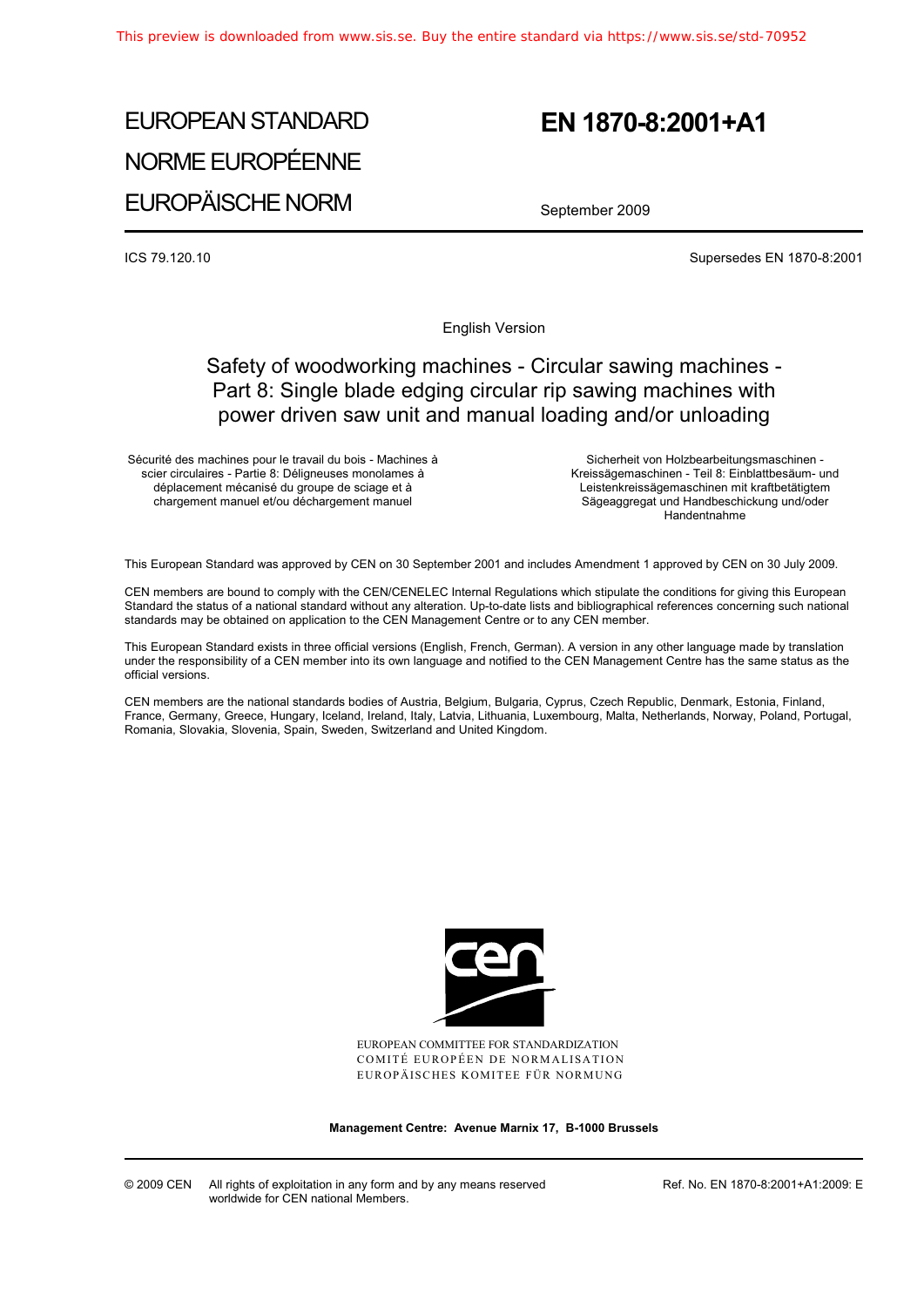# EUROPEAN STANDARD

# NORME EUROPÉENNE

# EUROPÄISCHE NORM

# EN 1870-8:2001+A1

September 2009

ICS 79.120.10

Supersedes EN 1870-8:2001

English Version

## Safety of woodworking machines - Circular sawing machines - Part 8: Single blade edging circular rip sawing machines with power driven saw unit and manual loading and/or unloading

Sécurité des machines pour le travail du bois - Machines à scier circulaires - Partie 8: Déligneuses monolames à déplacement mécanisé du groupe de sciage et à chargement manuel et/ou déchargement manuel

Sicherheit von Holzbearbeitungsmaschinen - Kreissägemaschinen - Teil 8: Einblattbesäum- und Leistenkreissägemaschinen mit kraftbetätigtem Sägeaggregat und Handbeschickung und/oder Handentnahme

This European Standard was approved by CEN on 30 September 2001 and includes Amendment 1 approved by CEN on 30 July 2009.

CEN members are bound to comply with the CEN/CENELEC Internal Regulations which stipulate the conditions for giving this European Standard the status of a national standard without any alteration. Up-to-date lists and bibliographical references concerning such national standards may be obtained on application to the CEN Management Centre or to any CEN member.

This European Standard exists in three official versions (English, French, German). A version in any other language made by translation under the responsibility of a CEN member into its own language and notified to the CEN Management Centre has the same status as the official versions.

CEN members are the national standards bodies of Austria, Belgium, Bulgaria, Cyprus, Czech Republic, Denmark, Estonia, Finland, France, Germany, Greece, Hungary, Iceland, Ireland, Italy, Latvia, Lithuania, Luxembourg, Malta, Netherlands, Norway, Poland, Portugal, Romania, Slovakia, Slovenia, Spain, Sweden, Switzerland and United Kingdom.

EUROPEAN COMMITTEE FOR STANDARDIZATION
COMITÉ EUROPÉEN DE NORMALISATION
EUROPÄISCHES KOMITEE FÜR NORMUNG

**Management Centre: Avenue Marnix 17, B-1000 Brussels**

© 2009 CEN All rights of exploitation in any form and by any means reserved worldwide for CEN national Members.

Ref. No. EN 1870-8:2001+A1:2009: E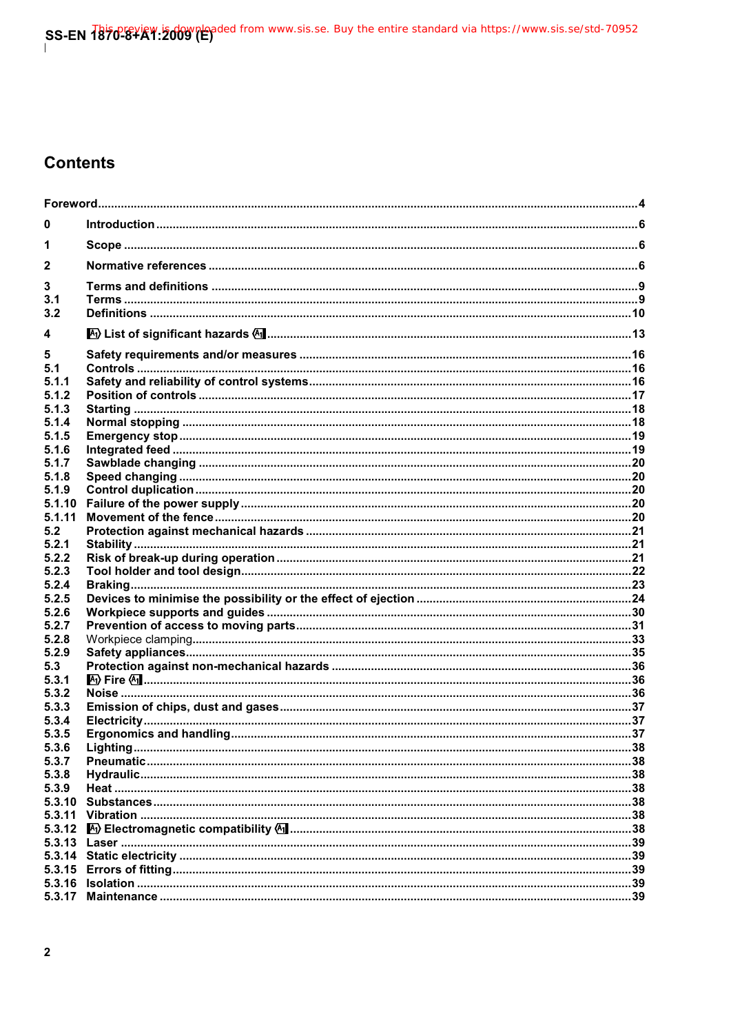# Contents

Foreword....4

0 Introduction....6

1 Scope....6

2 Normative references....6

3 Terms and definitions....9
3.1 Terms....9
3.2 Definitions....10

4 A1) List of significant hazards (A1....13

5 Safety requirements and/or measures....16
5.1 Controls....16
5.1.1 Safety and reliability of control systems....16
5.1.2 Position of controls....17
5.1.3 Starting....18
5.1.4 Normal stopping....18
5.1.5 Emergency stop....19
5.1.6 Integrated feed....19
5.1.7 Sawblade changing....20
5.1.8 Speed changing....20
5.1.9 Control duplication....20
5.1.10 Failure of the power supply....20
5.1.11 Movement of the fence....20
5.2 Protection against mechanical hazards....21
5.2.1 Stability....21
5.2.2 Risk of break-up during operation....21
5.2.3 Tool holder and tool design....22
5.2.4 Braking....23
5.2.5 Devices to minimise the possibility or the effect of ejection....24
5.2.6 Workpiece supports and guides....30
5.2.7 Prevention of access to moving parts....31
5.2.8 Workpiece clamping....33
5.2.9 Safety appliances....35
5.3 Protection against non-mechanical hazards....36
5.3.1 A1) Fire (A1....36
5.3.2 Noise....36
5.3.3 Emission of chips, dust and gases....37
5.3.4 Electricity....37
5.3.5 Ergonomics and handling....37
5.3.6 Lighting....38
5.3.7 Pneumatic....38
5.3.8 Hydraulic....38
5.3.9 Heat....38
5.3.10 Substances....38
5.3.11 Vibration....38
5.3.12 A1) Electromagnetic compatibility (A1....38
5.3.13 Laser....39
5.3.14 Static electricity....39
5.3.15 Errors of fitting....39
5.3.16 Isolation....39
5.3.17 Maintenance....39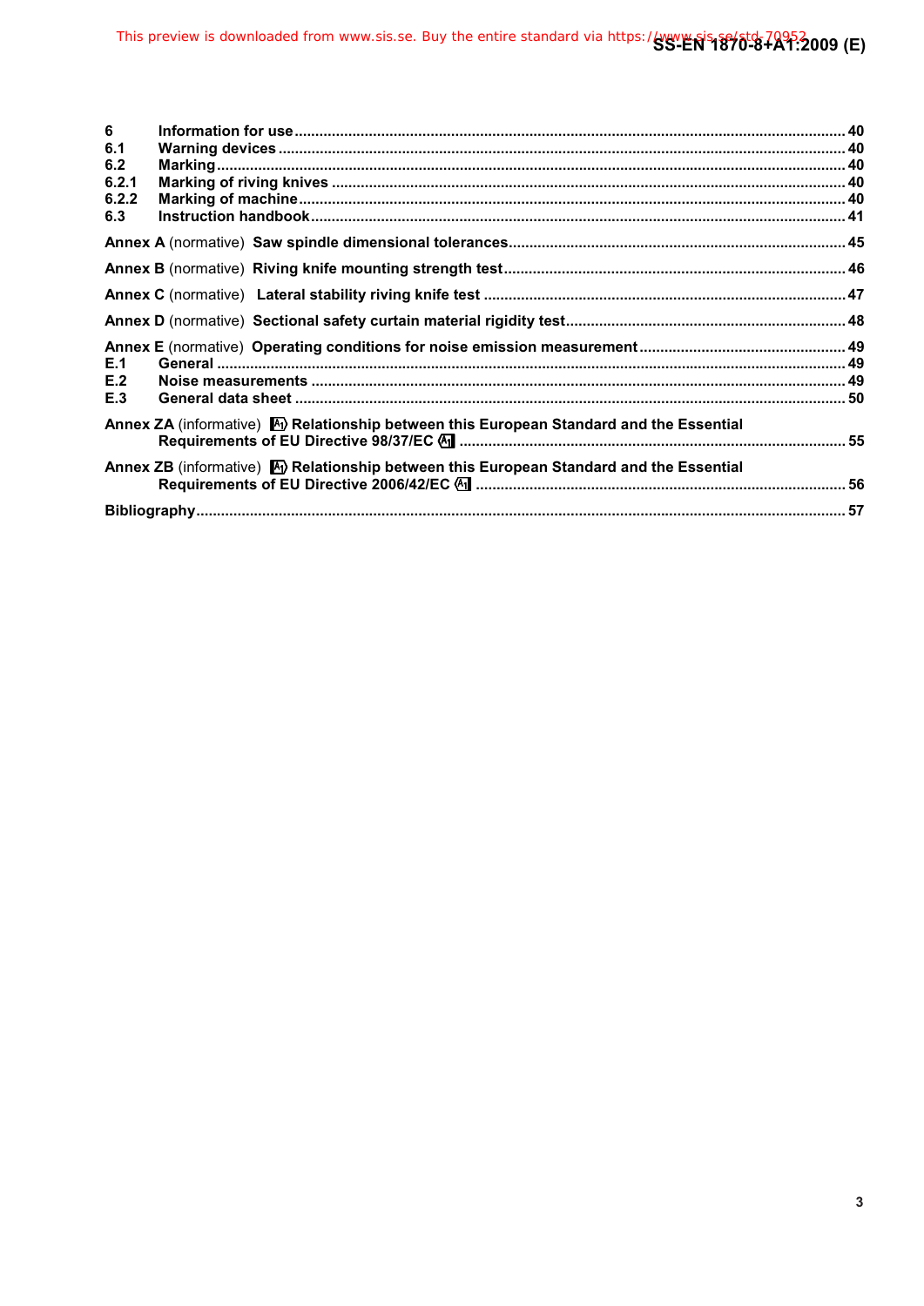6 Information for use ... 40

6.1 Warning devices ... 40

6.2 Marking ... 40

6.2.1 Marking of riving knives ... 40

6.2.2 Marking of machine ... 40

6.3 Instruction handbook ... 41

**Annex A** (normative) **Saw spindle dimensional tolerances** ... 45

**Annex B** (normative) **Riving knife mounting strength test** ... 46

**Annex C** (normative) **Lateral stability riving knife test** ... 47

**Annex D** (normative) **Sectional safety curtain material rigidity test** ... 48

**Annex E** (normative) **Operating conditions for noise emission measurement** ... 49

E.1 General ... 49

E.2 Noise measurements ... 49

E.3 General data sheet ... 50

**Annex ZA** (informative) A1) **Relationship between this European Standard and the Essential Requirements of EU Directive 98/37/EC** (A1 ... 55

**Annex ZB** (informative) A1) **Relationship between this European Standard and the Essential Requirements of EU Directive 2006/42/EC** (A1 ... 56

**Bibliography** ... 57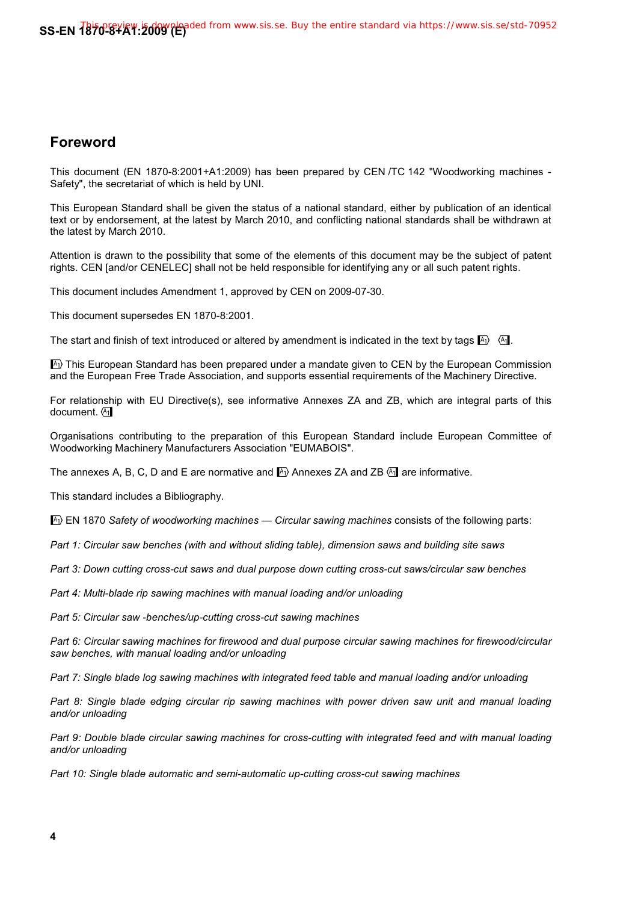## Foreword

This document (EN 1870-8:2001+A1:2009) has been prepared by CEN /TC 142 "Woodworking machines - Safety", the secretariat of which is held by UNI.

This European Standard shall be given the status of a national standard, either by publication of an identical text or by endorsement, at the latest by March 2010, and conflicting national standards shall be withdrawn at the latest by March 2010.

Attention is drawn to the possibility that some of the elements of this document may be the subject of patent rights. CEN [and/or CENELEC] shall not be held responsible for identifying any or all such patent rights.

This document includes Amendment 1, approved by CEN on 2009-07-30.

This document supersedes EN 1870-8:2001.

The start and finish of text introduced or altered by amendment is indicated in the text by tags [A1⟩ ⟨A1].

[A1⟩ This European Standard has been prepared under a mandate given to CEN by the European Commission and the European Free Trade Association, and supports essential requirements of the Machinery Directive.

For relationship with EU Directive(s), see informative Annexes ZA and ZB, which are integral parts of this document. ⟨A1]

Organisations contributing to the preparation of this European Standard include European Committee of Woodworking Machinery Manufacturers Association "EUMABOIS".

The annexes A, B, C, D and E are normative and [A1⟩ Annexes ZA and ZB ⟨A1] are informative.

This standard includes a Bibliography.

[A1⟩ EN 1870 *Safety of woodworking machines — Circular sawing machines* consists of the following parts:

*Part 1: Circular saw benches (with and without sliding table), dimension saws and building site saws*

*Part 3: Down cutting cross-cut saws and dual purpose down cutting cross-cut saws/circular saw benches*

*Part 4: Multi-blade rip sawing machines with manual loading and/or unloading*

*Part 5: Circular saw -benches/up-cutting cross-cut sawing machines*

*Part 6: Circular sawing machines for firewood and dual purpose circular sawing machines for firewood/circular saw benches, with manual loading and/or unloading*

*Part 7: Single blade log sawing machines with integrated feed table and manual loading and/or unloading*

*Part 8: Single blade edging circular rip sawing machines with power driven saw unit and manual loading and/or unloading*

*Part 9: Double blade circular sawing machines for cross-cutting with integrated feed and with manual loading and/or unloading*

*Part 10: Single blade automatic and semi-automatic up-cutting cross-cut sawing machines*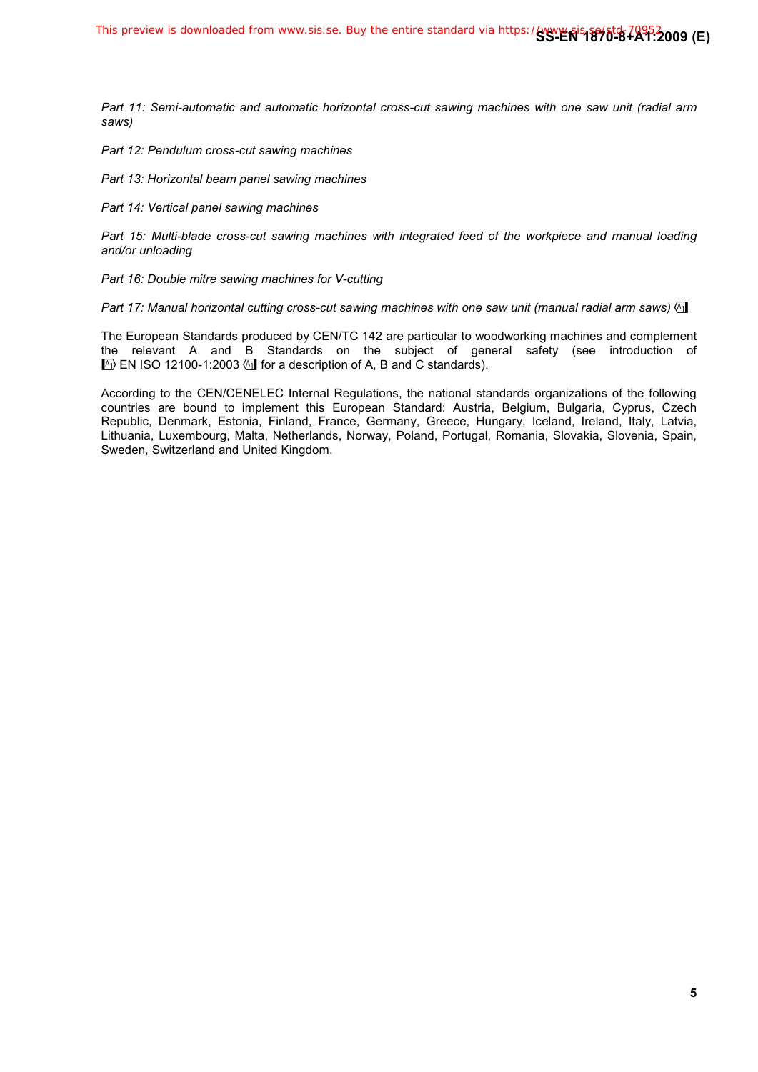*Part 11: Semi-automatic and automatic horizontal cross-cut sawing machines with one saw unit (radial arm saws)*

*Part 12: Pendulum cross-cut sawing machines*

*Part 13: Horizontal beam panel sawing machines*

*Part 14: Vertical panel sawing machines*

*Part 15: Multi-blade cross-cut sawing machines with integrated feed of the workpiece and manual loading and/or unloading*

*Part 16: Double mitre sawing machines for V-cutting*

*Part 17: Manual horizontal cutting cross-cut sawing machines with one saw unit (manual radial arm saws)* ⟨A1⟩

The European Standards produced by CEN/TC 142 are particular to woodworking machines and complement the relevant A and B Standards on the subject of general safety (see introduction of ⟨A1⟩ EN ISO 12100-1:2003 ⟨A1⟩ for a description of A, B and C standards).

According to the CEN/CENELEC Internal Regulations, the national standards organizations of the following countries are bound to implement this European Standard: Austria, Belgium, Bulgaria, Cyprus, Czech Republic, Denmark, Estonia, Finland, France, Germany, Greece, Hungary, Iceland, Ireland, Italy, Latvia, Lithuania, Luxembourg, Malta, Netherlands, Norway, Poland, Portugal, Romania, Slovakia, Slovenia, Spain, Sweden, Switzerland and United Kingdom.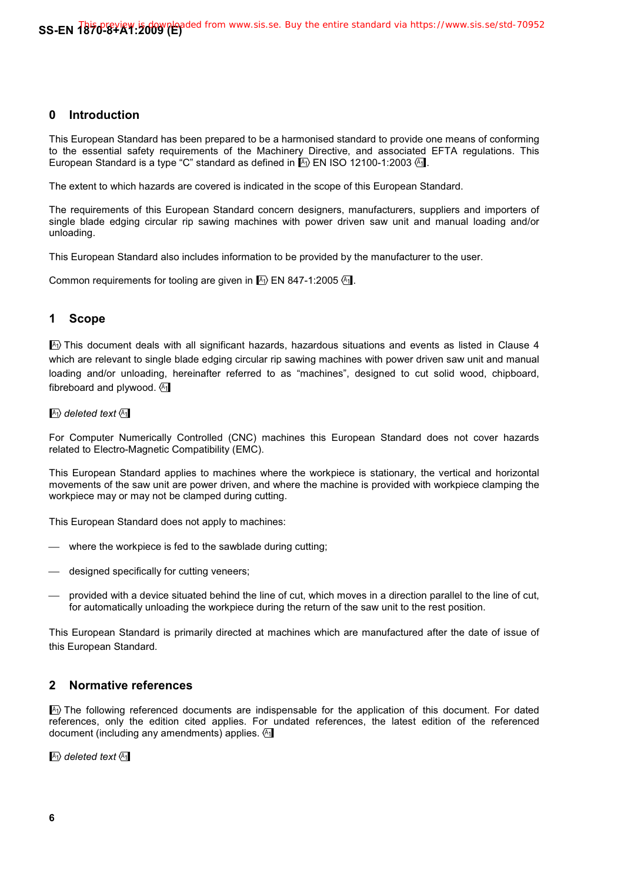## 0 Introduction

This European Standard has been prepared to be a harmonised standard to provide one means of conforming to the essential safety requirements of the Machinery Directive, and associated EFTA regulations. This European Standard is a type "C" standard as defined in A1⟩ EN ISO 12100-1:2003 ⟨A1.

The extent to which hazards are covered is indicated in the scope of this European Standard.

The requirements of this European Standard concern designers, manufacturers, suppliers and importers of single blade edging circular rip sawing machines with power driven saw unit and manual loading and/or unloading.

This European Standard also includes information to be provided by the manufacturer to the user.

Common requirements for tooling are given in A1⟩ EN 847-1:2005 ⟨A1.

## 1 Scope

A1⟩ This document deals with all significant hazards, hazardous situations and events as listed in Clause 4 which are relevant to single blade edging circular rip sawing machines with power driven saw unit and manual loading and/or unloading, hereinafter referred to as "machines", designed to cut solid wood, chipboard, fibreboard and plywood. ⟨A1

A1⟩ *deleted text* ⟨A1

For Computer Numerically Controlled (CNC) machines this European Standard does not cover hazards related to Electro-Magnetic Compatibility (EMC).

This European Standard applies to machines where the workpiece is stationary, the vertical and horizontal movements of the saw unit are power driven, and where the machine is provided with workpiece clamping the workpiece may or may not be clamped during cutting.

This European Standard does not apply to machines:

— where the workpiece is fed to the sawblade during cutting;

— designed specifically for cutting veneers;

— provided with a device situated behind the line of cut, which moves in a direction parallel to the line of cut, for automatically unloading the workpiece during the return of the saw unit to the rest position.

This European Standard is primarily directed at machines which are manufactured after the date of issue of this European Standard.

## 2 Normative references

A1⟩ The following referenced documents are indispensable for the application of this document. For dated references, only the edition cited applies. For undated references, the latest edition of the referenced document (including any amendments) applies. ⟨A1

A1⟩ *deleted text* ⟨A1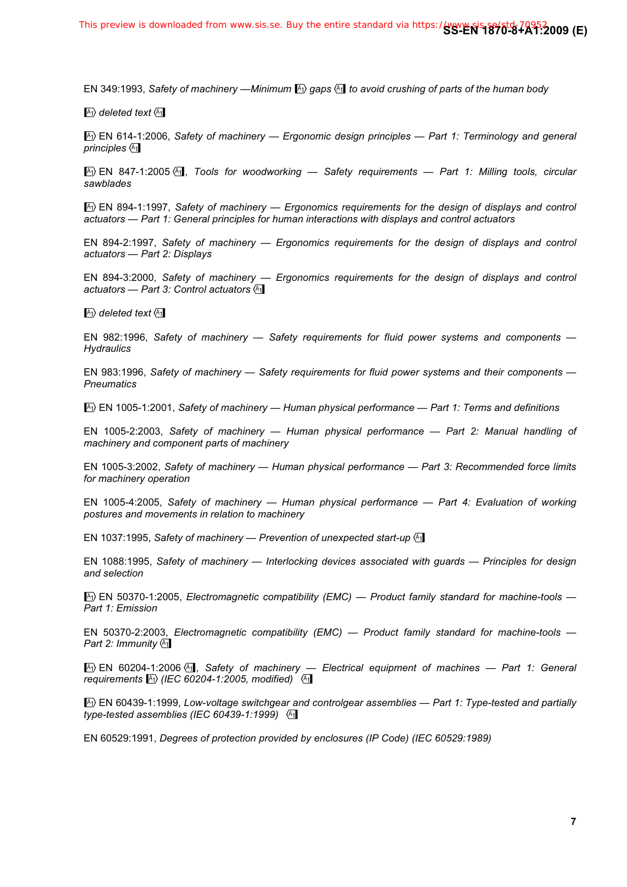EN 349:1993, *Safety of machinery —Minimum* [A1) *gaps* (A1] *to avoid crushing of parts of the human body*

[A1) *deleted text* (A1]

[A1) EN 614-1:2006, *Safety of machinery — Ergonomic design principles — Part 1: Terminology and general principles* (A1]

[A1) EN 847-1:2005 (A1], *Tools for woodworking — Safety requirements — Part 1: Milling tools, circular sawblades*

[A1) EN 894-1:1997, *Safety of machinery — Ergonomics requirements for the design of displays and control actuators — Part 1: General principles for human interactions with displays and control actuators*

EN 894-2:1997, *Safety of machinery — Ergonomics requirements for the design of displays and control actuators — Part 2: Displays*

EN 894-3:2000, *Safety of machinery — Ergonomics requirements for the design of displays and control actuators — Part 3: Control actuators* (A1]

[A1) *deleted text* (A1]

EN 982:1996, *Safety of machinery — Safety requirements for fluid power systems and components — Hydraulics*

EN 983:1996, *Safety of machinery — Safety requirements for fluid power systems and their components — Pneumatics*

[A1) EN 1005-1:2001, *Safety of machinery — Human physical performance — Part 1: Terms and definitions*

EN 1005-2:2003, *Safety of machinery — Human physical performance — Part 2: Manual handling of machinery and component parts of machinery*

EN 1005-3:2002, *Safety of machinery — Human physical performance — Part 3: Recommended force limits for machinery operation*

EN 1005-4:2005, *Safety of machinery — Human physical performance — Part 4: Evaluation of working postures and movements in relation to machinery*

EN 1037:1995, *Safety of machinery — Prevention of unexpected start-up* (A1]

EN 1088:1995, *Safety of machinery — Interlocking devices associated with guards — Principles for design and selection*

[A1) EN 50370-1:2005, *Electromagnetic compatibility (EMC) — Product family standard for machine-tools — Part 1: Emission*

EN 50370-2:2003, *Electromagnetic compatibility (EMC) — Product family standard for machine-tools — Part 2: Immunity* (A1]

[A1) EN 60204-1:2006 (A1], *Safety of machinery — Electrical equipment of machines — Part 1: General requirements* [A1) *(IEC 60204-1:2005, modified)* (A1]

[A1) EN 60439-1:1999, *Low-voltage switchgear and controlgear assemblies — Part 1: Type-tested and partially type-tested assemblies (IEC 60439-1:1999)* (A1]

EN 60529:1991, *Degrees of protection provided by enclosures (IP Code) (IEC 60529:1989)*